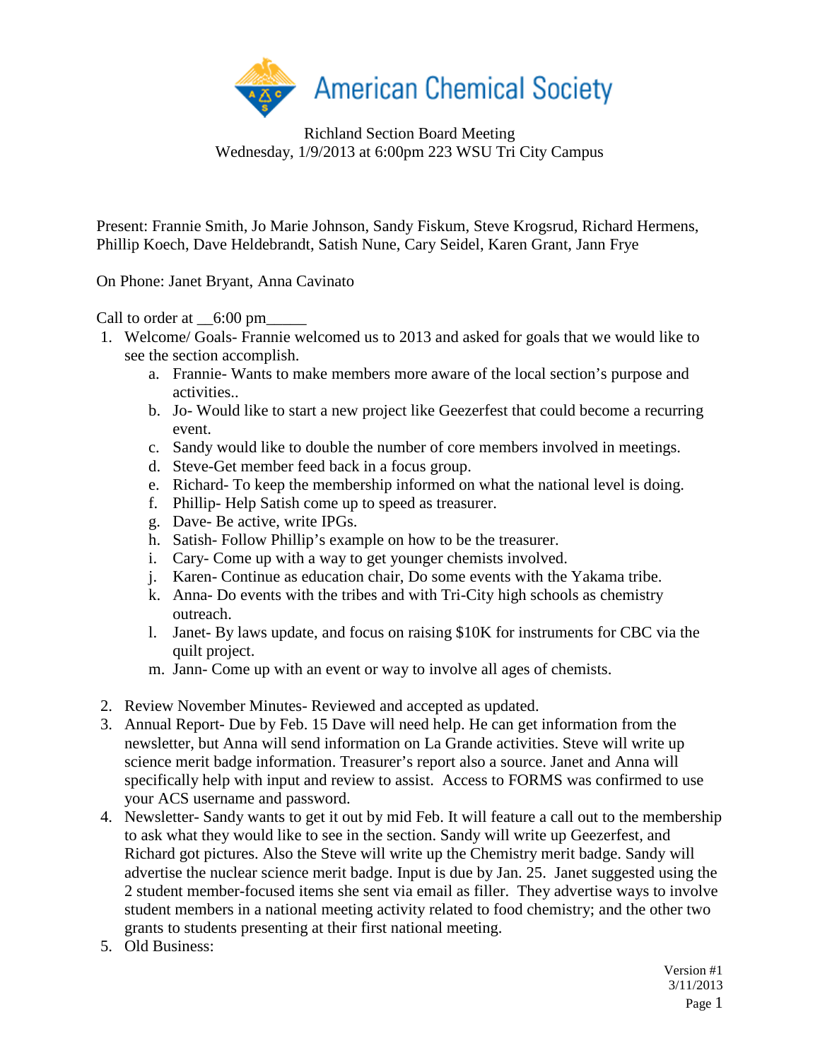# American Chemical Society

Richland Section Board Meeting
Wednesday, 1/9/2013 at 6:00pm 223 WSU Tri City Campus

Present: Frannie Smith, Jo Marie Johnson, Sandy Fiskum, Steve Krogsrud, Richard Hermens, Phillip Koech, Dave Heldebrandt, Satish Nune, Cary Seidel, Karen Grant, Jann Frye

On Phone: Janet Bryant, Anna Cavinato

Call to order at __6:00 pm_____

1. Welcome/ Goals- Frannie welcomed us to 2013 and asked for goals that we would like to see the section accomplish.
   a. Frannie- Wants to make members more aware of the local section's purpose and activities..
   b. Jo- Would like to start a new project like Geezerfest that could become a recurring event.
   c. Sandy would like to double the number of core members involved in meetings.
   d. Steve-Get member feed back in a focus group.
   e. Richard- To keep the membership informed on what the national level is doing.
   f. Phillip- Help Satish come up to speed as treasurer.
   g. Dave- Be active, write IPGs.
   h. Satish- Follow Phillip's example on how to be the treasurer.
   i. Cary- Come up with a way to get younger chemists involved.
   j. Karen- Continue as education chair, Do some events with the Yakama tribe.
   k. Anna- Do events with the tribes and with Tri-City high schools as chemistry outreach.
   l. Janet- By laws update, and focus on raising $10K for instruments for CBC via the quilt project.
   m. Jann- Come up with an event or way to involve all ages of chemists.
2. Review November Minutes- Reviewed and accepted as updated.
3. Annual Report- Due by Feb. 15 Dave will need help. He can get information from the newsletter, but Anna will send information on La Grande activities. Steve will write up science merit badge information. Treasurer's report also a source. Janet and Anna will specifically help with input and review to assist. Access to FORMS was confirmed to use your ACS username and password.
4. Newsletter- Sandy wants to get it out by mid Feb. It will feature a call out to the membership to ask what they would like to see in the section. Sandy will write up Geezerfest, and Richard got pictures. Also the Steve will write up the Chemistry merit badge. Sandy will advertise the nuclear science merit badge. Input is due by Jan. 25. Janet suggested using the 2 student member-focused items she sent via email as filler. They advertise ways to involve student members in a national meeting activity related to food chemistry; and the other two grants to students presenting at their first national meeting.
5. Old Business:

Version #1
3/11/2013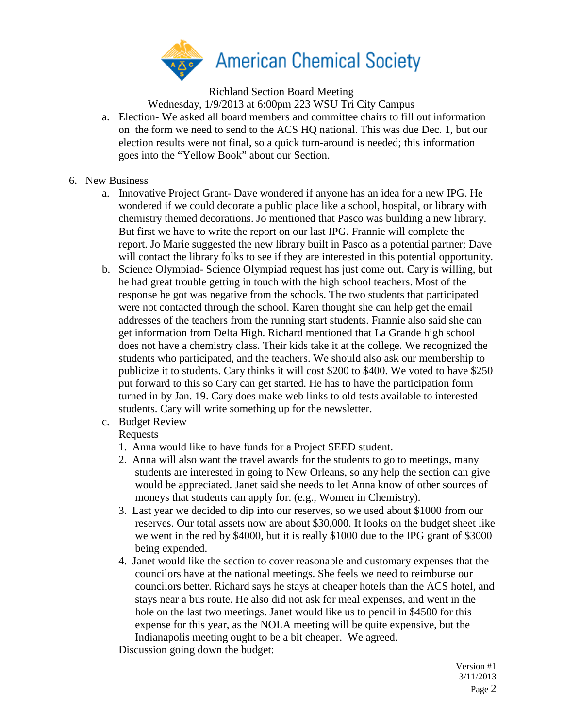Richland Section Board Meeting
Wednesday, 1/9/2013 at 6:00pm 223 WSU Tri City Campus

a. Election- We asked all board members and committee chairs to fill out information on the form we need to send to the ACS HQ national. This was due Dec. 1, but our election results were not final, so a quick turn-around is needed; this information goes into the "Yellow Book" about our Section.

6. New Business
   a. Innovative Project Grant- Dave wondered if anyone has an idea for a new IPG. He wondered if we could decorate a public place like a school, hospital, or library with chemistry themed decorations. Jo mentioned that Pasco was building a new library. But first we have to write the report on our last IPG. Frannie will complete the report. Jo Marie suggested the new library built in Pasco as a potential partner; Dave will contact the library folks to see if they are interested in this potential opportunity.
   b. Science Olympiad- Science Olympiad request has just come out. Cary is willing, but he had great trouble getting in touch with the high school teachers. Most of the response he got was negative from the schools. The two students that participated were not contacted through the school. Karen thought she can help get the email addresses of the teachers from the running start students. Frannie also said she can get information from Delta High. Richard mentioned that La Grande high school does not have a chemistry class. Their kids take it at the college. We recognized the students who participated, and the teachers. We should also ask our membership to publicize it to students. Cary thinks it will cost $200 to $400. We voted to have $250 put forward to this so Cary can get started. He has to have the participation form turned in by Jan. 19. Cary does make web links to old tests available to interested students. Cary will write something up for the newsletter.
   c. Budget Review

      Requests

      1. Anna would like to have funds for a Project SEED student.
      2. Anna will also want the travel awards for the students to go to meetings, many students are interested in going to New Orleans, so any help the section can give would be appreciated. Janet said she needs to let Anna know of other sources of moneys that students can apply for. (e.g., Women in Chemistry).
      3. Last year we decided to dip into our reserves, so we used about $1000 from our reserves. Our total assets now are about $30,000. It looks on the budget sheet like we went in the red by $4000, but it is really $1000 due to the IPG grant of $3000 being expended.
      4. Janet would like the section to cover reasonable and customary expenses that the councilors have at the national meetings. She feels we need to reimburse our councilors better. Richard says he stays at cheaper hotels than the ACS hotel, and stays near a bus route. He also did not ask for meal expenses, and went in the hole on the last two meetings. Janet would like us to pencil in $4500 for this expense for this year, as the NOLA meeting will be quite expensive, but the Indianapolis meeting ought to be a bit cheaper. We agreed.

      Discussion going down the budget: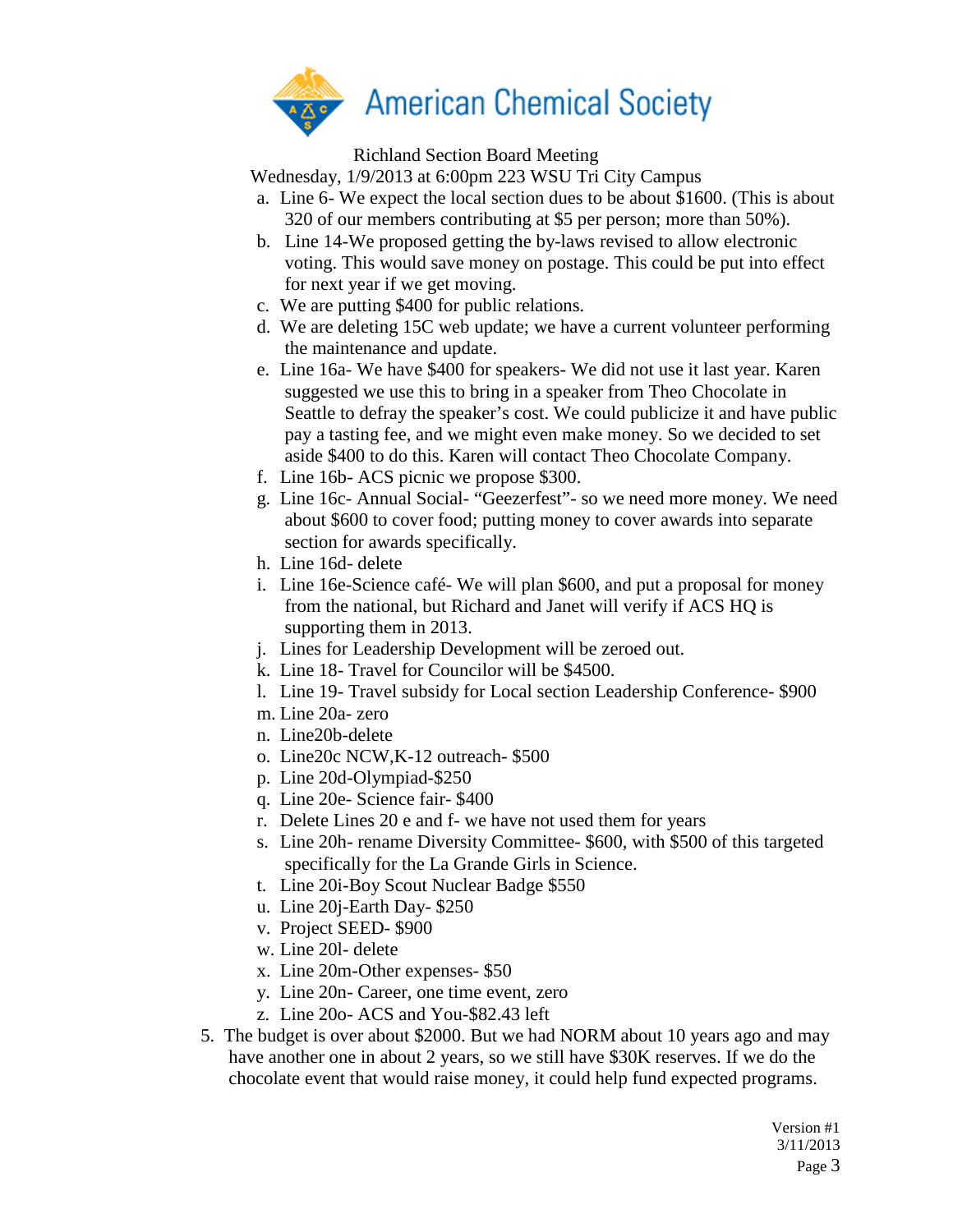American Chemical Society

Richland Section Board Meeting

Wednesday, 1/9/2013 at 6:00pm 223 WSU Tri City Campus

a. Line 6- We expect the local section dues to be about $1600. (This is about 320 of our members contributing at $5 per person; more than 50%).
b. Line 14-We proposed getting the by-laws revised to allow electronic voting. This would save money on postage. This could be put into effect for next year if we get moving.
c. We are putting $400 for public relations.
d. We are deleting 15C web update; we have a current volunteer performing the maintenance and update.
e. Line 16a- We have $400 for speakers- We did not use it last year. Karen suggested we use this to bring in a speaker from Theo Chocolate in Seattle to defray the speaker's cost. We could publicize it and have public pay a tasting fee, and we might even make money. So we decided to set aside $400 to do this. Karen will contact Theo Chocolate Company.
f. Line 16b- ACS picnic we propose $300.
g. Line 16c- Annual Social- "Geezerfest"- so we need more money. We need about $600 to cover food; putting money to cover awards into separate section for awards specifically.
h. Line 16d- delete
i. Line 16e-Science café- We will plan $600, and put a proposal for money from the national, but Richard and Janet will verify if ACS HQ is supporting them in 2013.
j. Lines for Leadership Development will be zeroed out.
k. Line 18- Travel for Councilor will be $4500.
l. Line 19- Travel subsidy for Local section Leadership Conference- $900
m. Line 20a- zero
n. Line20b-delete
o. Line20c NCW,K-12 outreach- $500
p. Line 20d-Olympiad-$250
q. Line 20e- Science fair- $400
r. Delete Lines 20 e and f- we have not used them for years
s. Line 20h- rename Diversity Committee- $600, with $500 of this targeted specifically for the La Grande Girls in Science.
t. Line 20i-Boy Scout Nuclear Badge $550
u. Line 20j-Earth Day- $250
v. Project SEED- $900
w. Line 20l- delete
x. Line 20m-Other expenses- $50
y. Line 20n- Career, one time event, zero
z. Line 20o- ACS and You-$82.43 left

5. The budget is over about $2000. But we had NORM about 10 years ago and may have another one in about 2 years, so we still have $30K reserves. If we do the chocolate event that would raise money, it could help fund expected programs.

Version #1
3/11/2013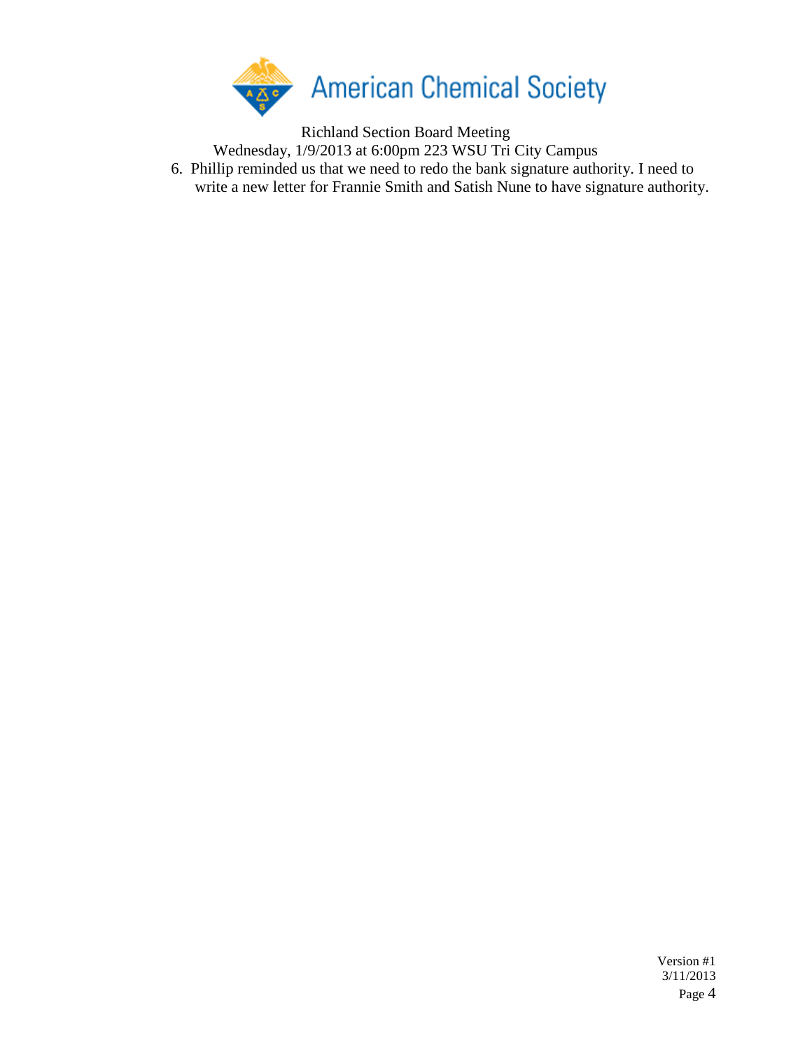American Chemical Society

Richland Section Board Meeting
Wednesday, 1/9/2013 at 6:00pm 223 WSU Tri City Campus

6. Phillip reminded us that we need to redo the bank signature authority. I need to write a new letter for Frannie Smith and Satish Nune to have signature authority.

Version #1
3/11/2013